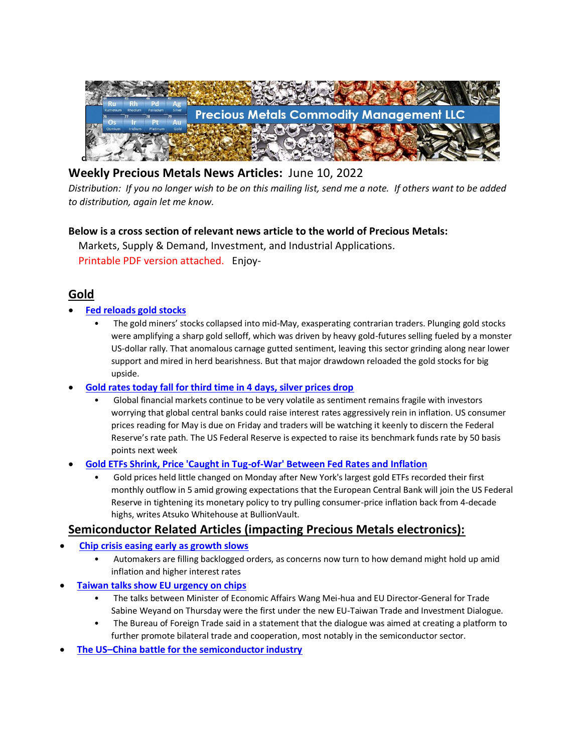**Weekly Precious Metals News Articles:** June 10, 2022

*Distribution: If you no longer wish to be on this mailing list, send me a note. If others want to be added to distribution, again let me know.*

**Below is a cross section of relevant news article to the world of Precious Metals:**

Markets, Supply & Demand, Investment, and Industrial Applications.

Printable PDF version attached. Enjoy-

## Gold

- **Fed reloads gold stocks**
  - The gold miners' stocks collapsed into mid-May, exasperating contrarian traders. Plunging gold stocks were amplifying a sharp gold selloff, which was driven by heavy gold-futures selling fueled by a monster US-dollar rally. That anomalous carnage gutted sentiment, leaving this sector grinding along near lower support and mired in herd bearishness. But that major drawdown reloaded the gold stocks for big upside.
- **Gold rates today fall for third time in 4 days, silver prices drop**
  - Global financial markets continue to be very volatile as sentiment remains fragile with investors worrying that global central banks could raise interest rates aggressively rein in inflation. US consumer prices reading for May is due on Friday and traders will be watching it keenly to discern the Federal Reserve's rate path. The US Federal Reserve is expected to raise its benchmark funds rate by 50 basis points next week
- **Gold ETFs Shrink, Price 'Caught in Tug-of-War' Between Fed Rates and Inflation**
  - Gold prices held little changed on Monday after New York's largest gold ETFs recorded their first monthly outflow in 5 amid growing expectations that the European Central Bank will join the US Federal Reserve in tightening its monetary policy to try pulling consumer-price inflation back from 4-decade highs, writes Atsuko Whitehouse at BullionVault.

## Semiconductor Related Articles (impacting Precious Metals electronics):

- **Chip crisis easing early as growth slows**
  - Automakers are filling backlogged orders, as concerns now turn to how demand might hold up amid inflation and higher interest rates
- **Taiwan talks show EU urgency on chips**
  - The talks between Minister of Economic Affairs Wang Mei-hua and EU Director-General for Trade Sabine Weyand on Thursday were the first under the new EU-Taiwan Trade and Investment Dialogue.
  - The Bureau of Foreign Trade said in a statement that the dialogue was aimed at creating a platform to further promote bilateral trade and cooperation, most notably in the semiconductor sector.
- **The US–China battle for the semiconductor industry**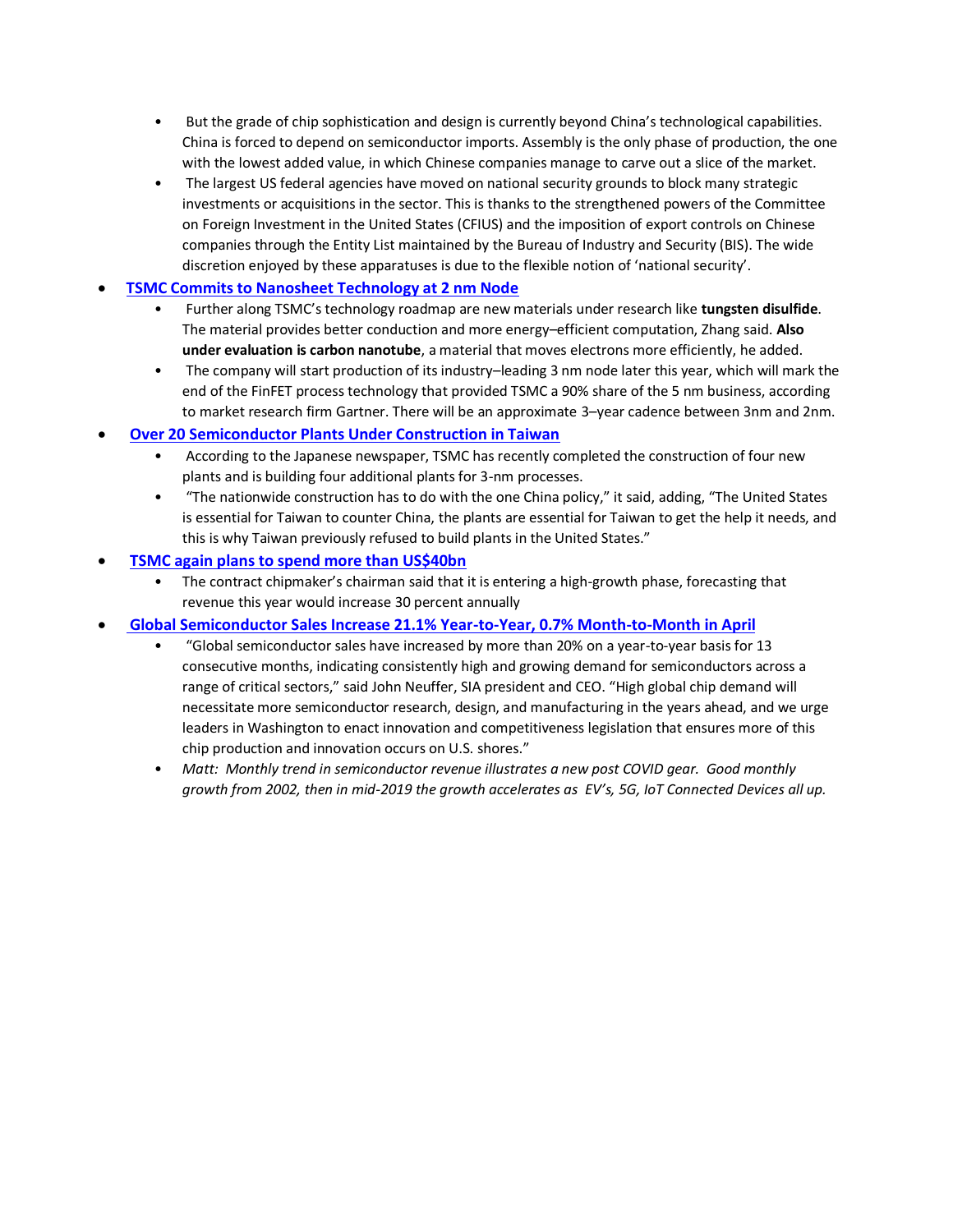- But the grade of chip sophistication and design is currently beyond China's technological capabilities. China is forced to depend on semiconductor imports. Assembly is the only phase of production, the one with the lowest added value, in which Chinese companies manage to carve out a slice of the market.
    - The largest US federal agencies have moved on national security grounds to block many strategic investments or acquisitions in the sector. This is thanks to the strengthened powers of the Committee on Foreign Investment in the United States (CFIUS) and the imposition of export controls on Chinese companies through the Entity List maintained by the Bureau of Industry and Security (BIS). The wide discretion enjoyed by these apparatuses is due to the flexible notion of 'national security'.
- **TSMC Commits to Nanosheet Technology at 2 nm Node**
    - Further along TSMC's technology roadmap are new materials under research like **tungsten disulfide**. The material provides better conduction and more energy–efficient computation, Zhang said. **Also under evaluation is carbon nanotube**, a material that moves electrons more efficiently, he added.
    - The company will start production of its industry–leading 3 nm node later this year, which will mark the end of the FinFET process technology that provided TSMC a 90% share of the 5 nm business, according to market research firm Gartner. There will be an approximate 3–year cadence between 3nm and 2nm.
- **Over 20 Semiconductor Plants Under Construction in Taiwan**
    - According to the Japanese newspaper, TSMC has recently completed the construction of four new plants and is building four additional plants for 3-nm processes.
    - "The nationwide construction has to do with the one China policy," it said, adding, "The United States is essential for Taiwan to counter China, the plants are essential for Taiwan to get the help it needs, and this is why Taiwan previously refused to build plants in the United States."
- **TSMC again plans to spend more than US$40bn**
    - The contract chipmaker's chairman said that it is entering a high-growth phase, forecasting that revenue this year would increase 30 percent annually
- **Global Semiconductor Sales Increase 21.1% Year-to-Year, 0.7% Month-to-Month in April**
    - "Global semiconductor sales have increased by more than 20% on a year-to-year basis for 13 consecutive months, indicating consistently high and growing demand for semiconductors across a range of critical sectors," said John Neuffer, SIA president and CEO. "High global chip demand will necessitate more semiconductor research, design, and manufacturing in the years ahead, and we urge leaders in Washington to enact innovation and competitiveness legislation that ensures more of this chip production and innovation occurs on U.S. shores."
    - *Matt: Monthly trend in semiconductor revenue illustrates a new post COVID gear. Good monthly growth from 2002, then in mid-2019 the growth accelerates as EV's, 5G, IoT Connected Devices all up.*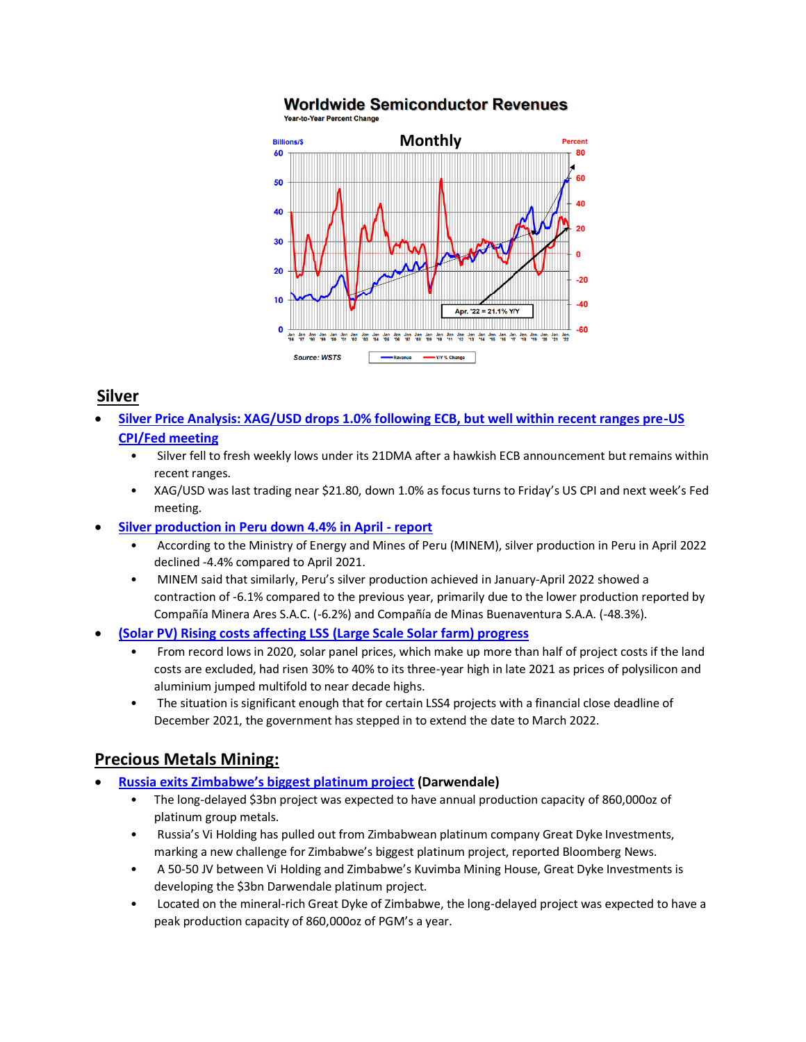## Silver

- **[Silver Price Analysis: XAG/USD drops 1.0% following ECB, but well within recent ranges pre-US CPI/Fed meeting]**
  - Silver fell to fresh weekly lows under its 21DMA after a hawkish ECB announcement but remains within recent ranges.
  - XAG/USD was last trading near $21.80, down 1.0% as focus turns to Friday's US CPI and next week's Fed meeting.
- **[Silver production in Peru down 4.4% in April - report]**
  - According to the Ministry of Energy and Mines of Peru (MINEM), silver production in Peru in April 2022 declined -4.4% compared to April 2021.
  - MINEM said that similarly, Peru's silver production achieved in January-April 2022 showed a contraction of -6.1% compared to the previous year, primarily due to the lower production reported by Compañía Minera Ares S.A.C. (-6.2%) and Compañía de Minas Buenaventura S.A.A. (-48.3%).
- **[(Solar PV) Rising costs affecting LSS (Large Scale Solar farm) progress]**
  - From record lows in 2020, solar panel prices, which make up more than half of project costs if the land costs are excluded, had risen 30% to 40% to its three-year high in late 2021 as prices of polysilicon and aluminium jumped multifold to near decade highs.
  - The situation is significant enough that for certain LSS4 projects with a financial close deadline of December 2021, the government has stepped in to extend the date to March 2022.

## Precious Metals Mining:

- **[Russia exits Zimbabwe's biggest platinum project] (Darwendale)**
  - The long-delayed $3bn project was expected to have annual production capacity of 860,000oz of platinum group metals.
  - Russia's Vi Holding has pulled out from Zimbabwean platinum company Great Dyke Investments, marking a new challenge for Zimbabwe's biggest platinum project, reported Bloomberg News.
  - A 50-50 JV between Vi Holding and Zimbabwe's Kuvimba Mining House, Great Dyke Investments is developing the $3bn Darwendale platinum project.
  - Located on the mineral-rich Great Dyke of Zimbabwe, the long-delayed project was expected to have a peak production capacity of 860,000oz of PGM's a year.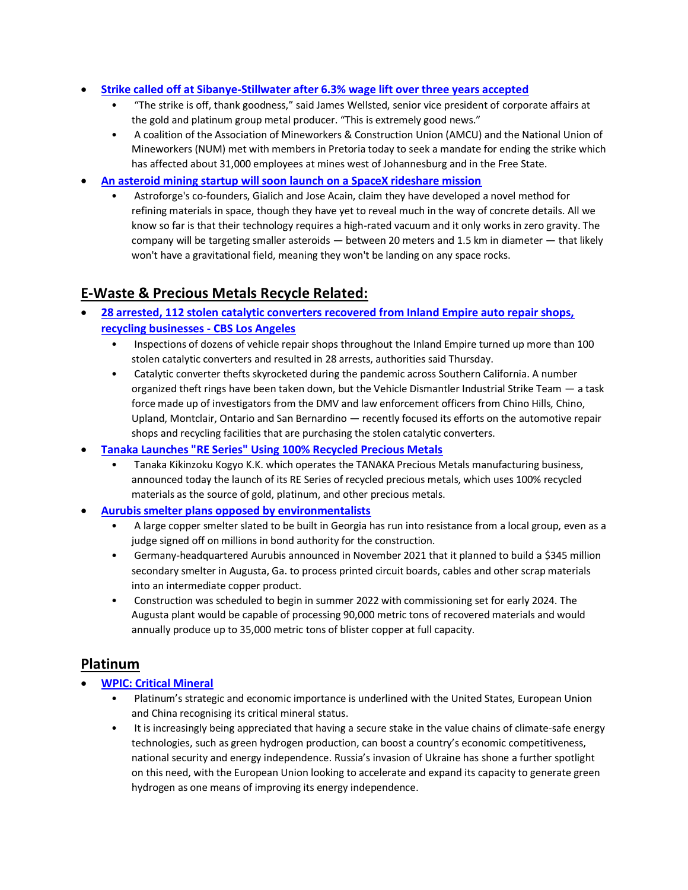- **Strike called off at Sibanye-Stillwater after 6.3% wage lift over three years accepted**
    - "The strike is off, thank goodness," said James Wellsted, senior vice president of corporate affairs at the gold and platinum group metal producer. "This is extremely good news."
    - A coalition of the Association of Mineworkers & Construction Union (AMCU) and the National Union of Mineworkers (NUM) met with members in Pretoria today to seek a mandate for ending the strike which has affected about 31,000 employees at mines west of Johannesburg and in the Free State.
- **An asteroid mining startup will soon launch on a SpaceX rideshare mission**
    - Astroforge's co-founders, Gialich and Jose Acain, claim they have developed a novel method for refining materials in space, though they have yet to reveal much in the way of concrete details. All we know so far is that their technology requires a high-rated vacuum and it only works in zero gravity. The company will be targeting smaller asteroids — between 20 meters and 1.5 km in diameter — that likely won't have a gravitational field, meaning they won't be landing on any space rocks.

## E-Waste & Precious Metals Recycle Related:

- **28 arrested, 112 stolen catalytic converters recovered from Inland Empire auto repair shops, recycling businesses - CBS Los Angeles**
    - Inspections of dozens of vehicle repair shops throughout the Inland Empire turned up more than 100 stolen catalytic converters and resulted in 28 arrests, authorities said Thursday.
    - Catalytic converter thefts skyrocketed during the pandemic across Southern California. A number organized theft rings have been taken down, but the Vehicle Dismantler Industrial Strike Team — a task force made up of investigators from the DMV and law enforcement officers from Chino Hills, Chino, Upland, Montclair, Ontario and San Bernardino — recently focused its efforts on the automotive repair shops and recycling facilities that are purchasing the stolen catalytic converters.
- **Tanaka Launches "RE Series" Using 100% Recycled Precious Metals**
    - Tanaka Kikinzoku Kogyo K.K. which operates the TANAKA Precious Metals manufacturing business, announced today the launch of its RE Series of recycled precious metals, which uses 100% recycled materials as the source of gold, platinum, and other precious metals.
- **Aurubis smelter plans opposed by environmentalists**
    - A large copper smelter slated to be built in Georgia has run into resistance from a local group, even as a judge signed off on millions in bond authority for the construction.
    - Germany-headquartered Aurubis announced in November 2021 that it planned to build a $345 million secondary smelter in Augusta, Ga. to process printed circuit boards, cables and other scrap materials into an intermediate copper product.
    - Construction was scheduled to begin in summer 2022 with commissioning set for early 2024. The Augusta plant would be capable of processing 90,000 metric tons of recovered materials and would annually produce up to 35,000 metric tons of blister copper at full capacity.

## Platinum

- **WPIC: Critical Mineral**
    - Platinum's strategic and economic importance is underlined with the United States, European Union and China recognising its critical mineral status.
    - It is increasingly being appreciated that having a secure stake in the value chains of climate-safe energy technologies, such as green hydrogen production, can boost a country's economic competitiveness, national security and energy independence. Russia's invasion of Ukraine has shone a further spotlight on this need, with the European Union looking to accelerate and expand its capacity to generate green hydrogen as one means of improving its energy independence.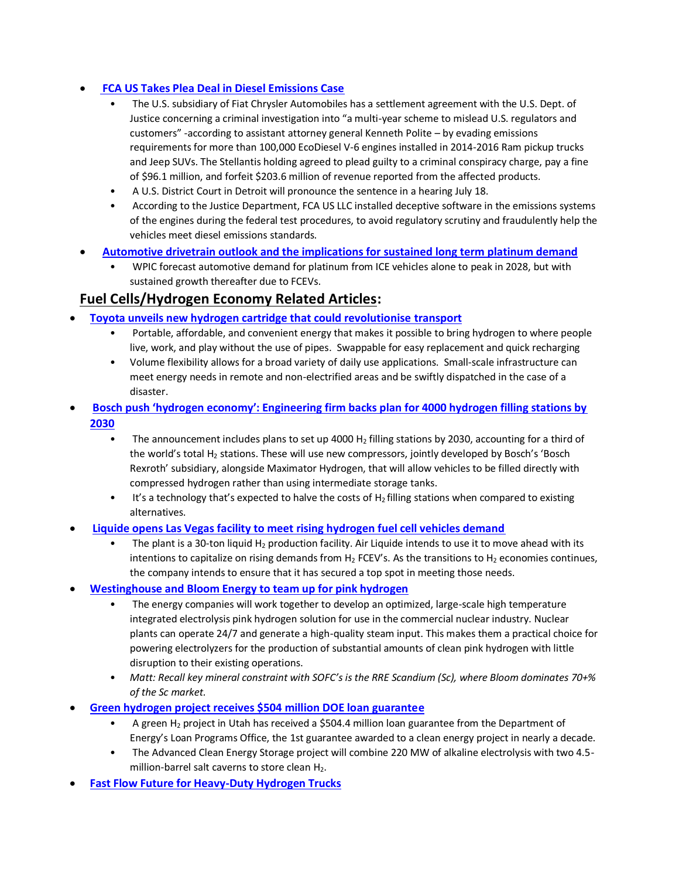- **FCA US Takes Plea Deal in Diesel Emissions Case**
  - The U.S. subsidiary of Fiat Chrysler Automobiles has a settlement agreement with the U.S. Dept. of Justice concerning a criminal investigation into "a multi-year scheme to mislead U.S. regulators and customers" -according to assistant attorney general Kenneth Polite – by evading emissions requirements for more than 100,000 EcoDiesel V-6 engines installed in 2014-2016 Ram pickup trucks and Jeep SUVs. The Stellantis holding agreed to plead guilty to a criminal conspiracy charge, pay a fine of $96.1 million, and forfeit $203.6 million of revenue reported from the affected products.
  - A U.S. District Court in Detroit will pronounce the sentence in a hearing July 18.
  - According to the Justice Department, FCA US LLC installed deceptive software in the emissions systems of the engines during the federal test procedures, to avoid regulatory scrutiny and fraudulently help the vehicles meet diesel emissions standards.
- **Automotive drivetrain outlook and the implications for sustained long term platinum demand**
  - WPIC forecast automotive demand for platinum from ICE vehicles alone to peak in 2028, but with sustained growth thereafter due to FCEVs.

## Fuel Cells/Hydrogen Economy Related Articles:

- **Toyota unveils new hydrogen cartridge that could revolutionise transport**
  - Portable, affordable, and convenient energy that makes it possible to bring hydrogen to where people live, work, and play without the use of pipes. Swappable for easy replacement and quick recharging
  - Volume flexibility allows for a broad variety of daily use applications. Small-scale infrastructure can meet energy needs in remote and non-electrified areas and be swiftly dispatched in the case of a disaster.
- **Bosch push 'hydrogen economy': Engineering firm backs plan for 4000 hydrogen filling stations by 2030**
  - The announcement includes plans to set up 4000 $H_2$ filling stations by 2030, accounting for a third of the world's total $H_2$ stations. These will use new compressors, jointly developed by Bosch's 'Bosch Rexroth' subsidiary, alongside Maximator Hydrogen, that will allow vehicles to be filled directly with compressed hydrogen rather than using intermediate storage tanks.
  - It's a technology that's expected to halve the costs of $H_2$ filling stations when compared to existing alternatives.
- **Liquide opens Las Vegas facility to meet rising hydrogen fuel cell vehicles demand**
  - The plant is a 30-ton liquid $H_2$ production facility. Air Liquide intends to use it to move ahead with its intentions to capitalize on rising demands from $H_2$ FCEV's. As the transitions to $H_2$ economies continues, the company intends to ensure that it has secured a top spot in meeting those needs.
- **Westinghouse and Bloom Energy to team up for pink hydrogen**
  - The energy companies will work together to develop an optimized, large-scale high temperature integrated electrolysis pink hydrogen solution for use in the commercial nuclear industry. Nuclear plants can operate 24/7 and generate a high-quality steam input. This makes them a practical choice for powering electrolyzers for the production of substantial amounts of clean pink hydrogen with little disruption to their existing operations.
  - *Matt: Recall key mineral constraint with SOFC's is the RRE Scandium (Sc), where Bloom dominates 70+% of the Sc market.*
- **Green hydrogen project receives $504 million DOE loan guarantee**
  - A green $H_2$ project in Utah has received a $504.4 million loan guarantee from the Department of Energy's Loan Programs Office, the 1st guarantee awarded to a clean energy project in nearly a decade.
  - The Advanced Clean Energy Storage project will combine 220 MW of alkaline electrolysis with two 4.5-million-barrel salt caverns to store clean $H_2$.
- **Fast Flow Future for Heavy-Duty Hydrogen Trucks**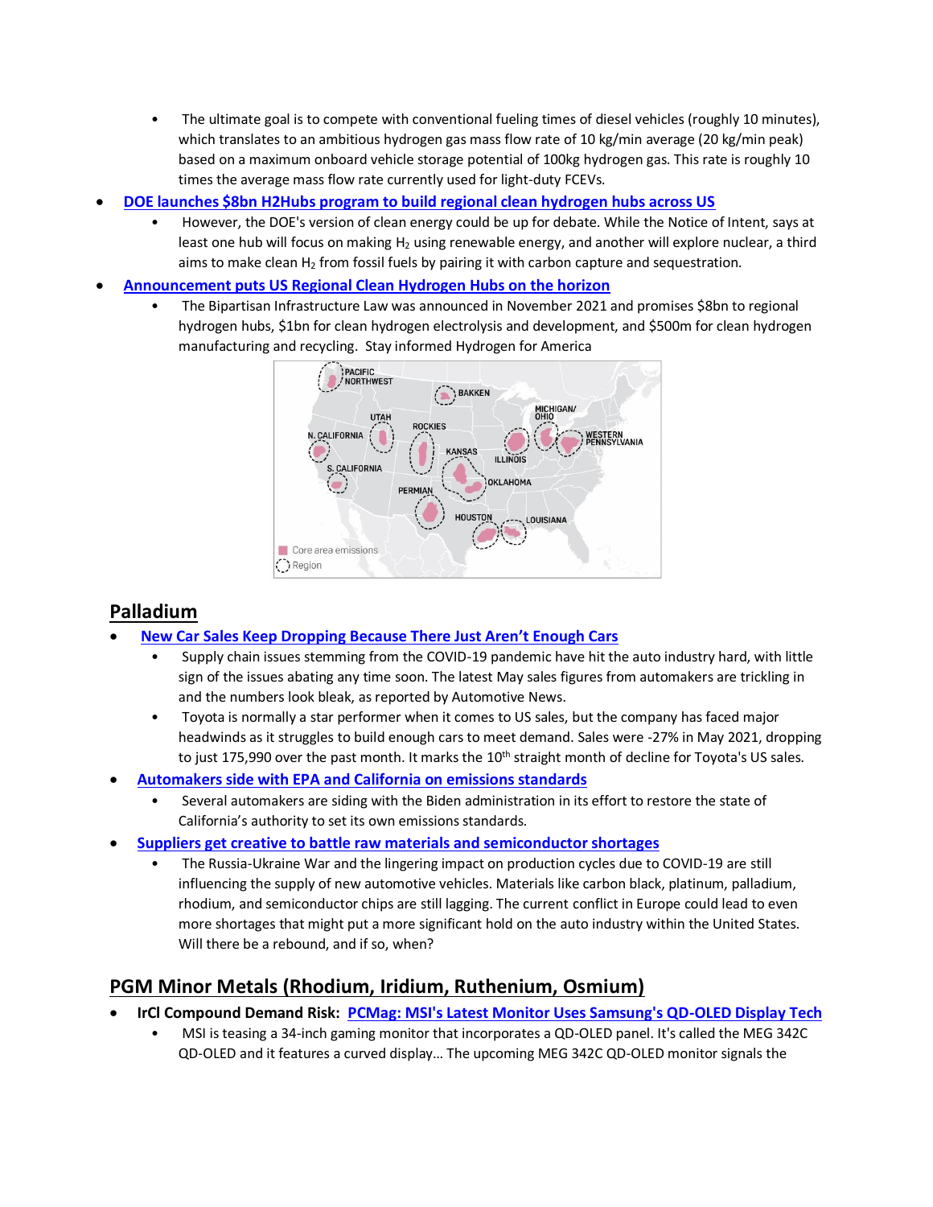- The ultimate goal is to compete with conventional fueling times of diesel vehicles (roughly 10 minutes), which translates to an ambitious hydrogen gas mass flow rate of 10 kg/min average (20 kg/min peak) based on a maximum onboard vehicle storage potential of 100kg hydrogen gas. This rate is roughly 10 times the average mass flow rate currently used for light-duty FCEVs.

- **DOE launches $8bn H2Hubs program to build regional clean hydrogen hubs across US**
  - However, the DOE's version of clean energy could be up for debate. While the Notice of Intent, says at least one hub will focus on making $H_2$ using renewable energy, and another will explore nuclear, a third aims to make clean $H_2$ from fossil fuels by pairing it with carbon capture and sequestration.

- **Announcement puts US Regional Clean Hydrogen Hubs on the horizon**
  - The Bipartisan Infrastructure Law was announced in November 2021 and promises $8bn to regional hydrogen hubs, $1bn for clean hydrogen electrolysis and development, and $500m for clean hydrogen manufacturing and recycling. Stay informed Hydrogen for America

## Palladium

- **New Car Sales Keep Dropping Because There Just Aren't Enough Cars**
  - Supply chain issues stemming from the COVID-19 pandemic have hit the auto industry hard, with little sign of the issues abating any time soon. The latest May sales figures from automakers are trickling in and the numbers look bleak, as reported by Automotive News.
  - Toyota is normally a star performer when it comes to US sales, but the company has faced major headwinds as it struggles to build enough cars to meet demand. Sales were -27% in May 2021, dropping to just 175,990 over the past month. It marks the 10th straight month of decline for Toyota's US sales.

- **Automakers side with EPA and California on emissions standards**
  - Several automakers are siding with the Biden administration in its effort to restore the state of California's authority to set its own emissions standards.

- **Suppliers get creative to battle raw materials and semiconductor shortages**
  - The Russia-Ukraine War and the lingering impact on production cycles due to COVID-19 are still influencing the supply of new automotive vehicles. Materials like carbon black, platinum, palladium, rhodium, and semiconductor chips are still lagging. The current conflict in Europe could lead to even more shortages that might put a more significant hold on the auto industry within the United States. Will there be a rebound, and if so, when?

## PGM Minor Metals (Rhodium, Iridium, Ruthenium, Osmium)

- **IrCl Compound Demand Risk: PCMag: MSI's Latest Monitor Uses Samsung's QD-OLED Display Tech**
  - MSI is teasing a 34-inch gaming monitor that incorporates a QD-OLED panel. It's called the MEG 342C QD-OLED and it features a curved display… The upcoming MEG 342C QD-OLED monitor signals the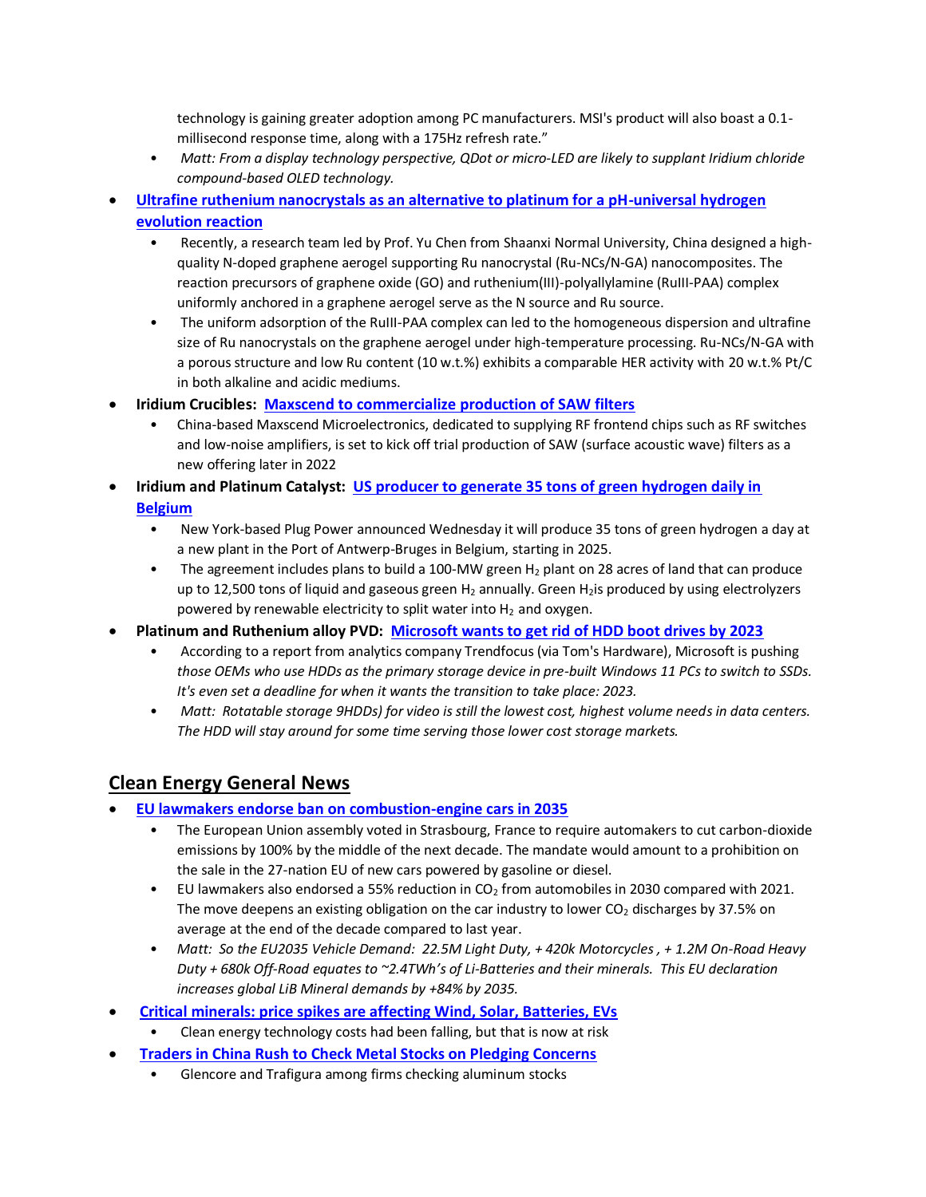technology is gaining greater adoption among PC manufacturers. MSI's product will also boast a 0.1-millisecond response time, along with a 175Hz refresh rate."
    - *Matt: From a display technology perspective, QDot or micro-LED are likely to supplant Iridium chloride compound-based OLED technology.*

- **Ultrafine ruthenium nanocrystals as an alternative to platinum for a pH-universal hydrogen evolution reaction**
    - Recently, a research team led by Prof. Yu Chen from Shaanxi Normal University, China designed a high-quality N-doped graphene aerogel supporting Ru nanocrystal (Ru-NCs/N-GA) nanocomposites. The reaction precursors of graphene oxide (GO) and ruthenium(III)-polyallylamine (RuIII-PAA) complex uniformly anchored in a graphene aerogel serve as the N source and Ru source.
    - The uniform adsorption of the RuIII-PAA complex can led to the homogeneous dispersion and ultrafine size of Ru nanocrystals on the graphene aerogel under high-temperature processing. Ru-NCs/N-GA with a porous structure and low Ru content (10 w.t.%) exhibits a comparable HER activity with 20 w.t.% Pt/C in both alkaline and acidic mediums.
- **Iridium Crucibles: Maxscend to commercialize production of SAW filters**
    - China-based Maxscend Microelectronics, dedicated to supplying RF frontend chips such as RF switches and low-noise amplifiers, is set to kick off trial production of SAW (surface acoustic wave) filters as a new offering later in 2022
- **Iridium and Platinum Catalyst: US producer to generate 35 tons of green hydrogen daily in Belgium**
    - New York-based Plug Power announced Wednesday it will produce 35 tons of green hydrogen a day at a new plant in the Port of Antwerp-Bruges in Belgium, starting in 2025.
    - The agreement includes plans to build a 100-MW green $H_2$ plant on 28 acres of land that can produce up to 12,500 tons of liquid and gaseous green $H_2$ annually. Green $H_2$is produced by using electrolyzers powered by renewable electricity to split water into $H_2$ and oxygen.
- **Platinum and Ruthenium alloy PVD: Microsoft wants to get rid of HDD boot drives by 2023**
    - According to a report from analytics company Trendfocus (via Tom's Hardware), Microsoft is pushing *those OEMs who use HDDs as the primary storage device in pre-built Windows 11 PCs to switch to SSDs. It's even set a deadline for when it wants the transition to take place: 2023.*
    - *Matt: Rotatable storage 9HDDs) for video is still the lowest cost, highest volume needs in data centers. The HDD will stay around for some time serving those lower cost storage markets.*

## Clean Energy General News

- **EU lawmakers endorse ban on combustion-engine cars in 2035**
    - The European Union assembly voted in Strasbourg, France to require automakers to cut carbon-dioxide emissions by 100% by the middle of the next decade. The mandate would amount to a prohibition on the sale in the 27-nation EU of new cars powered by gasoline or diesel.
    - EU lawmakers also endorsed a 55% reduction in $CO_2$ from automobiles in 2030 compared with 2021. The move deepens an existing obligation on the car industry to lower $CO_2$ discharges by 37.5% on average at the end of the decade compared to last year.
    - *Matt: So the EU2035 Vehicle Demand: 22.5M Light Duty, + 420k Motorcycles , + 1.2M On-Road Heavy Duty + 680k Off-Road equates to ~2.4TWh's of Li-Batteries and their minerals. This EU declaration increases global LiB Mineral demands by +84% by 2035.*
- **Critical minerals: price spikes are affecting Wind, Solar, Batteries, EVs**
    - Clean energy technology costs had been falling, but that is now at risk
- **Traders in China Rush to Check Metal Stocks on Pledging Concerns**
    - Glencore and Trafigura among firms checking aluminum stocks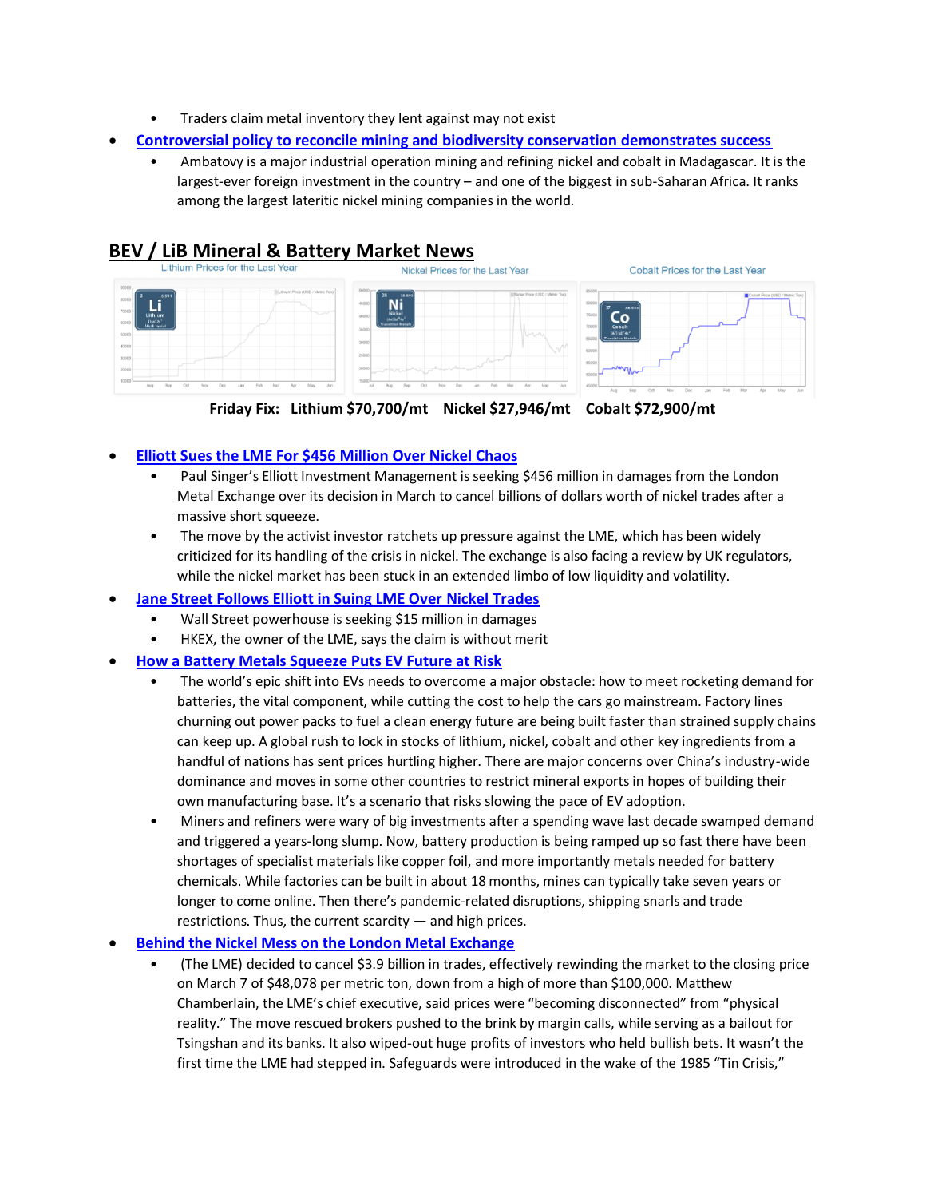- Traders claim metal inventory they lent against may not exist
- [Controversial policy to reconcile mining and biodiversity conservation demonstrates success]()
    - Ambatovy is a major industrial operation mining and refining nickel and cobalt in Madagascar. It is the largest-ever foreign investment in the country – and one of the biggest in sub-Saharan Africa. It ranks among the largest lateritic nickel mining companies in the world.

## BEV / LiB Mineral & Battery Market News

Lithium Prices for the Last Year | Nickel Prices for the Last Year | Cobalt Prices for the Last Year

**Friday Fix: Lithium $70,700/mt Nickel $27,946/mt Cobalt $72,900/mt**

- [Elliott Sues the LME For $456 Million Over Nickel Chaos]()
    - Paul Singer's Elliott Investment Management is seeking $456 million in damages from the London Metal Exchange over its decision in March to cancel billions of dollars worth of nickel trades after a massive short squeeze.
    - The move by the activist investor ratchets up pressure against the LME, which has been widely criticized for its handling of the crisis in nickel. The exchange is also facing a review by UK regulators, while the nickel market has been stuck in an extended limbo of low liquidity and volatility.
- [Jane Street Follows Elliott in Suing LME Over Nickel Trades]()
    - Wall Street powerhouse is seeking $15 million in damages
    - HKEX, the owner of the LME, says the claim is without merit
- [How a Battery Metals Squeeze Puts EV Future at Risk]()
    - The world's epic shift into EVs needs to overcome a major obstacle: how to meet rocketing demand for batteries, the vital component, while cutting the cost to help the cars go mainstream. Factory lines churning out power packs to fuel a clean energy future are being built faster than strained supply chains can keep up. A global rush to lock in stocks of lithium, nickel, cobalt and other key ingredients from a handful of nations has sent prices hurtling higher. There are major concerns over China's industry-wide dominance and moves in some other countries to restrict mineral exports in hopes of building their own manufacturing base. It's a scenario that risks slowing the pace of EV adoption.
    - Miners and refiners were wary of big investments after a spending wave last decade swamped demand and triggered a years-long slump. Now, battery production is being ramped up so fast there have been shortages of specialist materials like copper foil, and more importantly metals needed for battery chemicals. While factories can be built in about 18 months, mines can typically take seven years or longer to come online. Then there's pandemic-related disruptions, shipping snarls and trade restrictions. Thus, the current scarcity — and high prices.
- [Behind the Nickel Mess on the London Metal Exchange]()
    - (The LME) decided to cancel $3.9 billion in trades, effectively rewinding the market to the closing price on March 7 of $48,078 per metric ton, down from a high of more than $100,000. Matthew Chamberlain, the LME's chief executive, said prices were "becoming disconnected" from "physical reality." The move rescued brokers pushed to the brink by margin calls, while serving as a bailout for Tsingshan and its banks. It also wiped-out huge profits of investors who held bullish bets. It wasn't the first time the LME had stepped in. Safeguards were introduced in the wake of the 1985 "Tin Crisis,"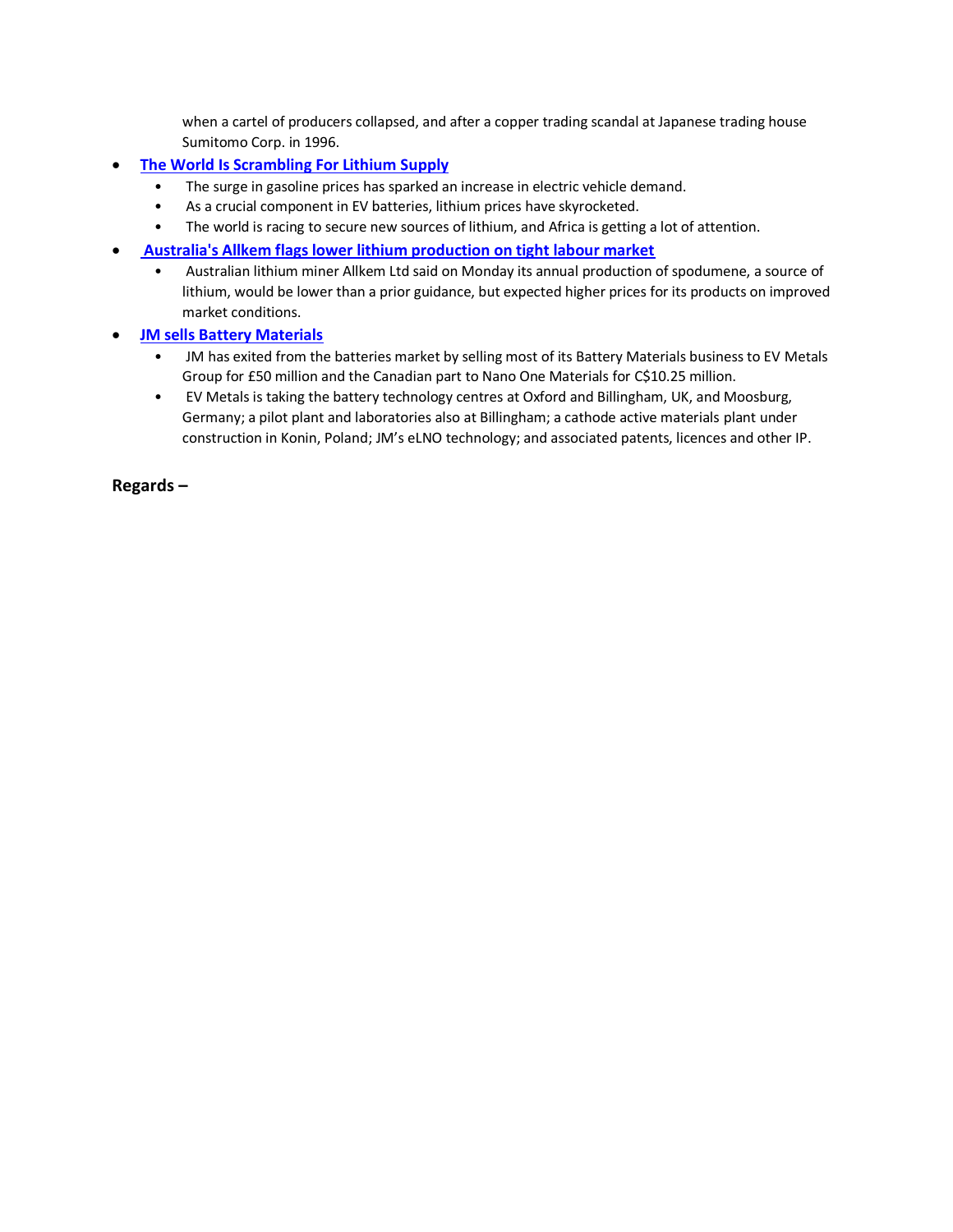when a cartel of producers collapsed, and after a copper trading scandal at Japanese trading house Sumitomo Corp. in 1996.

- **The World Is Scrambling For Lithium Supply**
  - The surge in gasoline prices has sparked an increase in electric vehicle demand.
  - As a crucial component in EV batteries, lithium prices have skyrocketed.
  - The world is racing to secure new sources of lithium, and Africa is getting a lot of attention.
- **Australia's Allkem flags lower lithium production on tight labour market**
  - Australian lithium miner Allkem Ltd said on Monday its annual production of spodumene, a source of lithium, would be lower than a prior guidance, but expected higher prices for its products on improved market conditions.
- **JM sells Battery Materials**
  - JM has exited from the batteries market by selling most of its Battery Materials business to EV Metals Group for £50 million and the Canadian part to Nano One Materials for C$10.25 million.
  - EV Metals is taking the battery technology centres at Oxford and Billingham, UK, and Moosburg, Germany; a pilot plant and laboratories also at Billingham; a cathode active materials plant under construction in Konin, Poland; JM's eLNO technology; and associated patents, licences and other IP.

**Regards –**